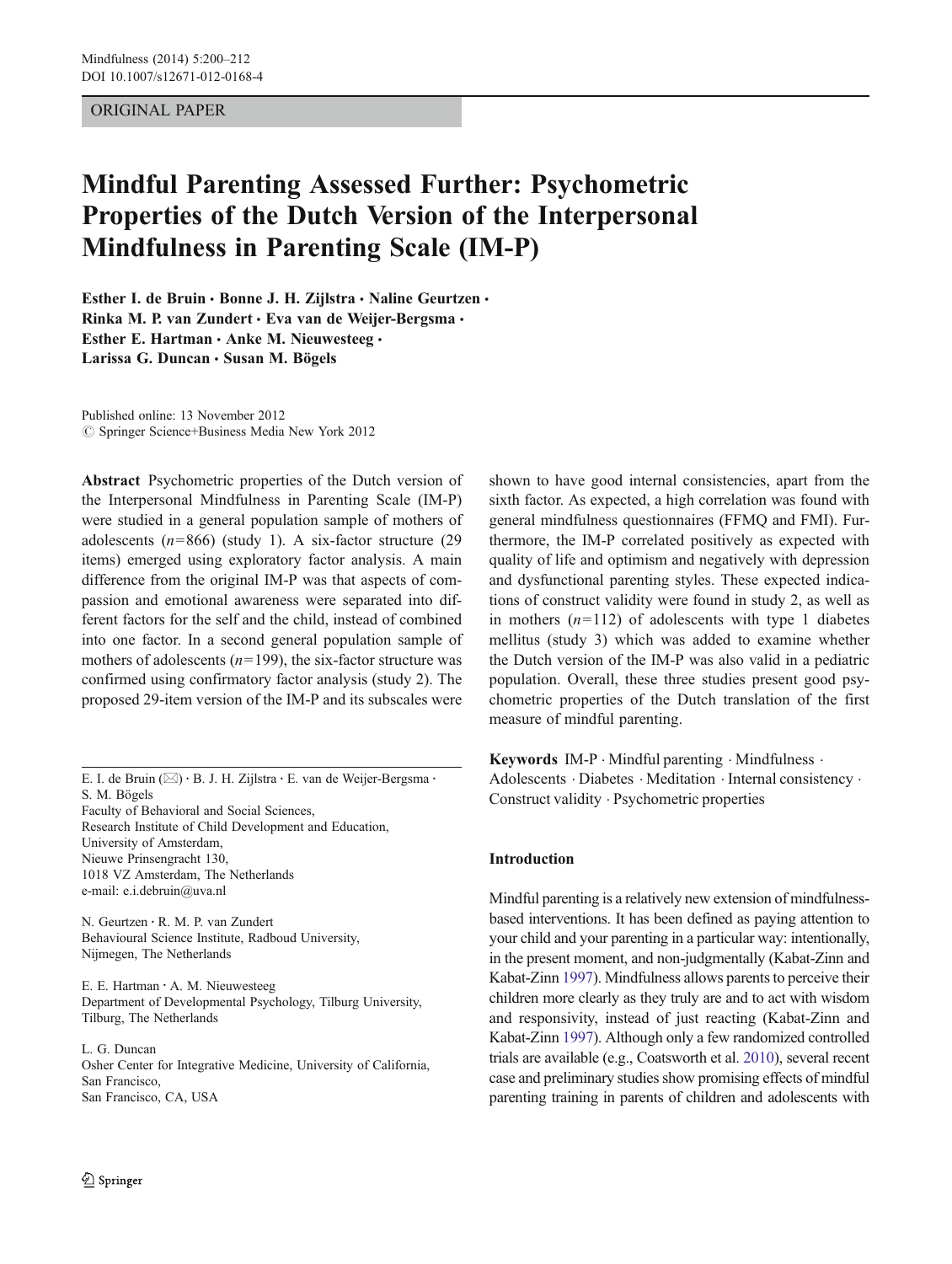ORIGINAL PAPER

# Mindful Parenting Assessed Further: Psychometric Properties of the Dutch Version of the Interpersonal Mindfulness in Parenting Scale (IM-P)

**Esther I. de Bruin · Bonne J. H. Zijlstra · Naline Geurtzen · Rinka M. P. van Zundert · Eva van de Weijer-Bergsma · Esther E. Hartman · Anke M. Nieuwesteeg · Larissa G. Duncan · Susan M. Bögels**

Published online: 13 November 2012
© Springer Science+Business Media New York 2012

**Abstract** Psychometric properties of the Dutch version of the Interpersonal Mindfulness in Parenting Scale (IM-P) were studied in a general population sample of mothers of adolescents ($n=866$) (study 1). A six-factor structure (29 items) emerged using exploratory factor analysis. A main difference from the original IM-P was that aspects of compassion and emotional awareness were separated into different factors for the self and the child, instead of combined into one factor. In a second general population sample of mothers of adolescents ($n=199$), the six-factor structure was confirmed using confirmatory factor analysis (study 2). The proposed 29-item version of the IM-P and its subscales were shown to have good internal consistencies, apart from the sixth factor. As expected, a high correlation was found with general mindfulness questionnaires (FFMQ and FMI). Furthermore, the IM-P correlated positively as expected with quality of life and optimism and negatively with depression and dysfunctional parenting styles. These expected indications of construct validity were found in study 2, as well as in mothers ($n=112$) of adolescents with type 1 diabetes mellitus (study 3) which was added to examine whether the Dutch version of the IM-P was also valid in a pediatric population. Overall, these three studies present good psychometric properties of the Dutch translation of the first measure of mindful parenting.

**Keywords** IM-P · Mindful parenting · Mindfulness · Adolescents · Diabetes · Meditation · Internal consistency · Construct validity · Psychometric properties

E. I. de Bruin (✉) · B. J. H. Zijlstra · E. van de Weijer-Bergsma · S. M. Bögels
Faculty of Behavioral and Social Sciences,
Research Institute of Child Development and Education,
University of Amsterdam,
Nieuwe Prinsengracht 130,
1018 VZ Amsterdam, The Netherlands
e-mail: e.i.debruin@uva.nl

N. Geurtzen · R. M. P. van Zundert
Behavioural Science Institute, Radboud University,
Nijmegen, The Netherlands

E. E. Hartman · A. M. Nieuwesteeg
Department of Developmental Psychology, Tilburg University,
Tilburg, The Netherlands

L. G. Duncan
Osher Center for Integrative Medicine, University of California,
San Francisco,
San Francisco, CA, USA

## Introduction

Mindful parenting is a relatively new extension of mindfulness-based interventions. It has been defined as paying attention to your child and your parenting in a particular way: intentionally, in the present moment, and non-judgmentally (Kabat-Zinn and Kabat-Zinn 1997). Mindfulness allows parents to perceive their children more clearly as they truly are and to act with wisdom and responsivity, instead of just reacting (Kabat-Zinn and Kabat-Zinn 1997). Although only a few randomized controlled trials are available (e.g., Coatsworth et al. 2010), several recent case and preliminary studies show promising effects of mindful parenting training in parents of children and adolescents with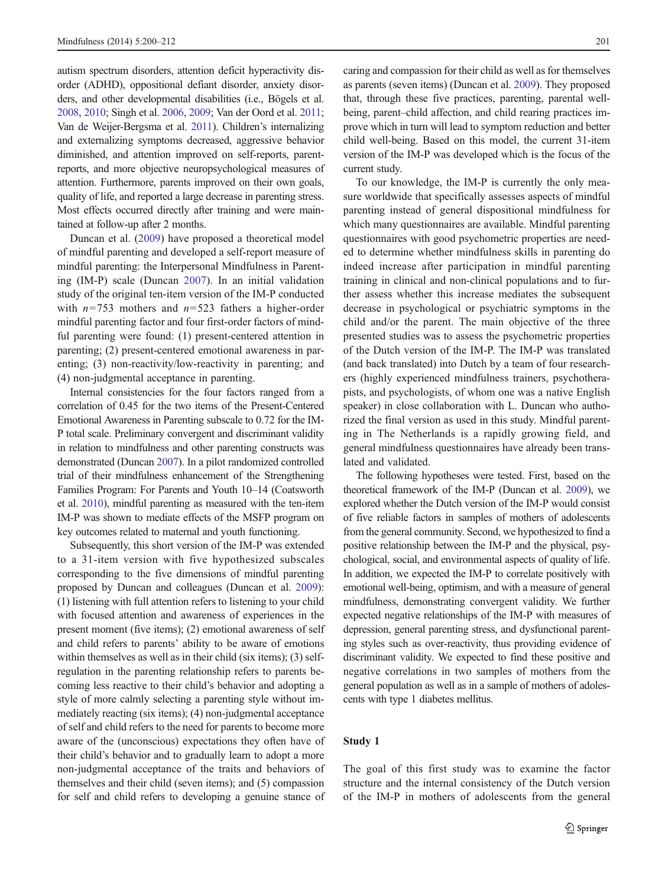autism spectrum disorders, attention deficit hyperactivity disorder (ADHD), oppositional defiant disorder, anxiety disorders, and other developmental disabilities (i.e., Bögels et al. 2008, 2010; Singh et al. 2006, 2009; Van der Oord et al. 2011; Van de Weijer-Bergsma et al. 2011). Children's internalizing and externalizing symptoms decreased, aggressive behavior diminished, and attention improved on self-reports, parent-reports, and more objective neuropsychological measures of attention. Furthermore, parents improved on their own goals, quality of life, and reported a large decrease in parenting stress. Most effects occurred directly after training and were maintained at follow-up after 2 months.

Duncan et al. (2009) have proposed a theoretical model of mindful parenting and developed a self-report measure of mindful parenting: the Interpersonal Mindfulness in Parenting (IM-P) scale (Duncan 2007). In an initial validation study of the original ten-item version of the IM-P conducted with $n=753$ mothers and $n=523$ fathers a higher-order mindful parenting factor and four first-order factors of mindful parenting were found: (1) present-centered attention in parenting; (2) present-centered emotional awareness in parenting; (3) non-reactivity/low-reactivity in parenting; and (4) non-judgmental acceptance in parenting.

Internal consistencies for the four factors ranged from a correlation of 0.45 for the two items of the Present-Centered Emotional Awareness in Parenting subscale to 0.72 for the IM-P total scale. Preliminary convergent and discriminant validity in relation to mindfulness and other parenting constructs was demonstrated (Duncan 2007). In a pilot randomized controlled trial of their mindfulness enhancement of the Strengthening Families Program: For Parents and Youth 10–14 (Coatsworth et al. 2010), mindful parenting as measured with the ten-item IM-P was shown to mediate effects of the MSFP program on key outcomes related to maternal and youth functioning.

Subsequently, this short version of the IM-P was extended to a 31-item version with five hypothesized subscales corresponding to the five dimensions of mindful parenting proposed by Duncan and colleagues (Duncan et al. 2009): (1) listening with full attention refers to listening to your child with focused attention and awareness of experiences in the present moment (five items); (2) emotional awareness of self and child refers to parents' ability to be aware of emotions within themselves as well as in their child (six items); (3) self-regulation in the parenting relationship refers to parents becoming less reactive to their child's behavior and adopting a style of more calmly selecting a parenting style without immediately reacting (six items); (4) non-judgmental acceptance of self and child refers to the need for parents to become more aware of the (unconscious) expectations they often have of their child's behavior and to gradually learn to adopt a more non-judgmental acceptance of the traits and behaviors of themselves and their child (seven items); and (5) compassion for self and child refers to developing a genuine stance of caring and compassion for their child as well as for themselves as parents (seven items) (Duncan et al. 2009). They proposed that, through these five practices, parenting, parental well-being, parent–child affection, and child rearing practices improve which in turn will lead to symptom reduction and better child well-being. Based on this model, the current 31-item version of the IM-P was developed which is the focus of the current study.

To our knowledge, the IM-P is currently the only measure worldwide that specifically assesses aspects of mindful parenting instead of general dispositional mindfulness for which many questionnaires are available. Mindful parenting questionnaires with good psychometric properties are needed to determine whether mindfulness skills in parenting do indeed increase after participation in mindful parenting training in clinical and non-clinical populations and to further assess whether this increase mediates the subsequent decrease in psychological or psychiatric symptoms in the child and/or the parent. The main objective of the three presented studies was to assess the psychometric properties of the Dutch version of the IM-P. The IM-P was translated (and back translated) into Dutch by a team of four researchers (highly experienced mindfulness trainers, psychotherapists, and psychologists, of whom one was a native English speaker) in close collaboration with L. Duncan who authorized the final version as used in this study. Mindful parenting in The Netherlands is a rapidly growing field, and general mindfulness questionnaires have already been translated and validated.

The following hypotheses were tested. First, based on the theoretical framework of the IM-P (Duncan et al. 2009), we explored whether the Dutch version of the IM-P would consist of five reliable factors in samples of mothers of adolescents from the general community. Second, we hypothesized to find a positive relationship between the IM-P and the physical, psychological, social, and environmental aspects of quality of life. In addition, we expected the IM-P to correlate positively with emotional well-being, optimism, and with a measure of general mindfulness, demonstrating convergent validity. We further expected negative relationships of the IM-P with measures of depression, general parenting stress, and dysfunctional parenting styles such as over-reactivity, thus providing evidence of discriminant validity. We expected to find these positive and negative correlations in two samples of mothers from the general population as well as in a sample of mothers of adolescents with type 1 diabetes mellitus.

## Study 1

The goal of this first study was to examine the factor structure and the internal consistency of the Dutch version of the IM-P in mothers of adolescents from the general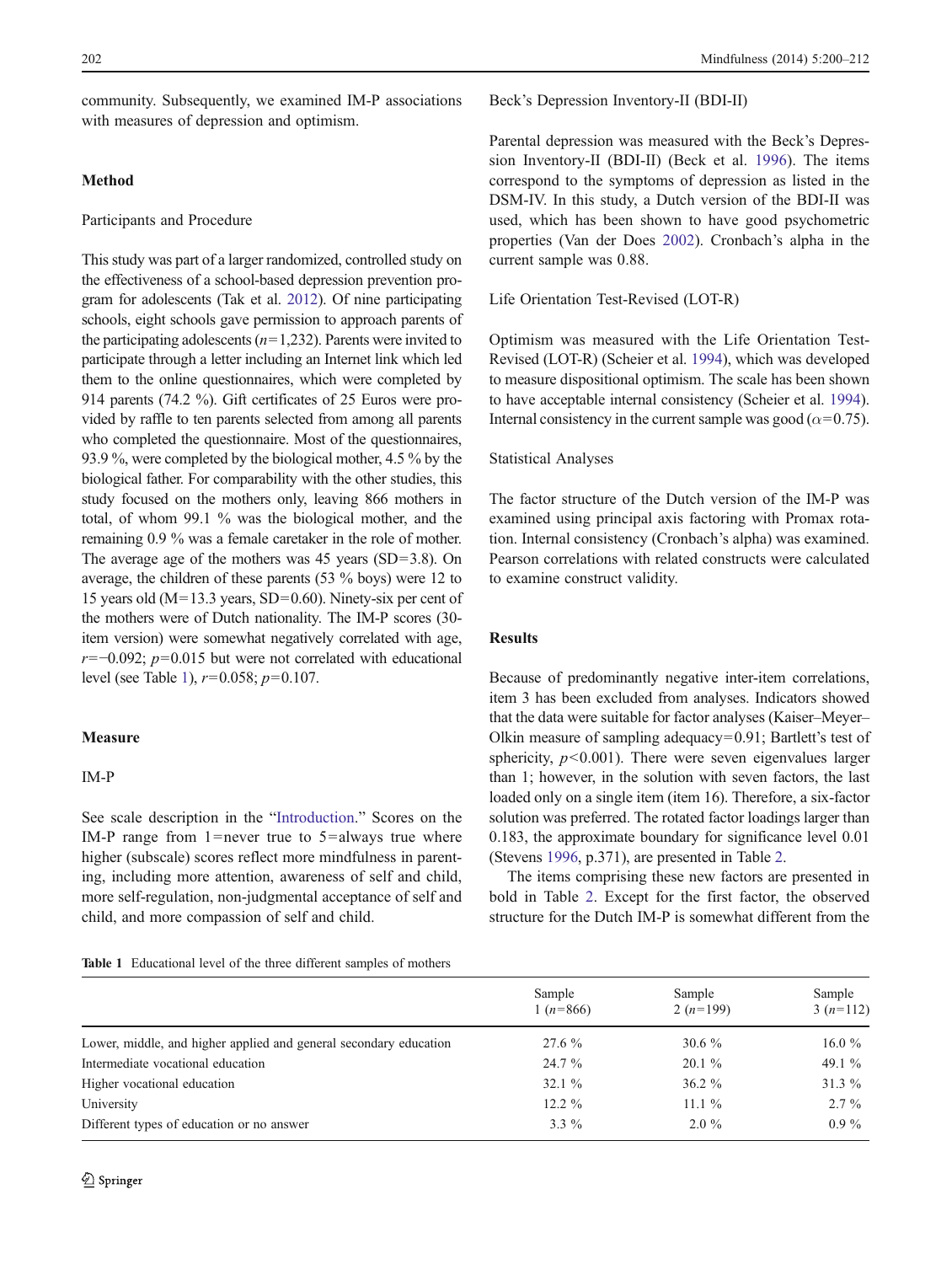community. Subsequently, we examined IM-P associations with measures of depression and optimism.

## Method

### Participants and Procedure

This study was part of a larger randomized, controlled study on the effectiveness of a school-based depression prevention program for adolescents (Tak et al. 2012). Of nine participating schools, eight schools gave permission to approach parents of the participating adolescents ($n$=1,232). Parents were invited to participate through a letter including an Internet link which led them to the online questionnaires, which were completed by 914 parents (74.2 %). Gift certificates of 25 Euros were provided by raffle to ten parents selected from among all parents who completed the questionnaire. Most of the questionnaires, 93.9 %, were completed by the biological mother, 4.5 % by the biological father. For comparability with the other studies, this study focused on the mothers only, leaving 866 mothers in total, of whom 99.1 % was the biological mother, and the remaining 0.9 % was a female caretaker in the role of mother. The average age of the mothers was 45 years (SD=3.8). On average, the children of these parents (53 % boys) were 12 to 15 years old (M=13.3 years, SD=0.60). Ninety-six per cent of the mothers were of Dutch nationality. The IM-P scores (30-item version) were somewhat negatively correlated with age, $r=-0.092$; $p=0.015$ but were not correlated with educational level (see Table 1), $r=0.058$; $p=0.107$.

## Measure

### IM-P

See scale description in the "Introduction." Scores on the IM-P range from 1=never true to 5=always true where higher (subscale) scores reflect more mindfulness in parenting, including more attention, awareness of self and child, more self-regulation, non-judgmental acceptance of self and child, and more compassion of self and child.

### Beck's Depression Inventory-II (BDI-II)

Parental depression was measured with the Beck's Depression Inventory-II (BDI-II) (Beck et al. 1996). The items correspond to the symptoms of depression as listed in the DSM-IV. In this study, a Dutch version of the BDI-II was used, which has been shown to have good psychometric properties (Van der Does 2002). Cronbach's alpha in the current sample was 0.88.

### Life Orientation Test-Revised (LOT-R)

Optimism was measured with the Life Orientation Test-Revised (LOT-R) (Scheier et al. 1994), which was developed to measure dispositional optimism. The scale has been shown to have acceptable internal consistency (Scheier et al. 1994). Internal consistency in the current sample was good ($\alpha$=0.75).

### Statistical Analyses

The factor structure of the Dutch version of the IM-P was examined using principal axis factoring with Promax rotation. Internal consistency (Cronbach's alpha) was examined. Pearson correlations with related constructs were calculated to examine construct validity.

## Results

Because of predominantly negative inter-item correlations, item 3 has been excluded from analyses. Indicators showed that the data were suitable for factor analyses (Kaiser–Meyer–Olkin measure of sampling adequacy=0.91; Bartlett's test of sphericity, $p<0.001$). There were seven eigenvalues larger than 1; however, in the solution with seven factors, the last loaded only on a single item (item 16). Therefore, a six-factor solution was preferred. The rotated factor loadings larger than 0.183, the approximate boundary for significance level 0.01 (Stevens 1996, p.371), are presented in Table 2.

The items comprising these new factors are presented in bold in Table 2. Except for the first factor, the observed structure for the Dutch IM-P is somewhat different from the

**Table 1** Educational level of the three different samples of mothers

| | Sample 1 ($n$=866) | Sample 2 ($n$=199) | Sample 3 ($n$=112) |
|---|---|---|---|
| Lower, middle, and higher applied and general secondary education | 27.6 % | 30.6 % | 16.0 % |
| Intermediate vocational education | 24.7 % | 20.1 % | 49.1 % |
| Higher vocational education | 32.1 % | 36.2 % | 31.3 % |
| University | 12.2 % | 11.1 % | 2.7 % |
| Different types of education or no answer | 3.3 % | 2.0 % | 0.9 % |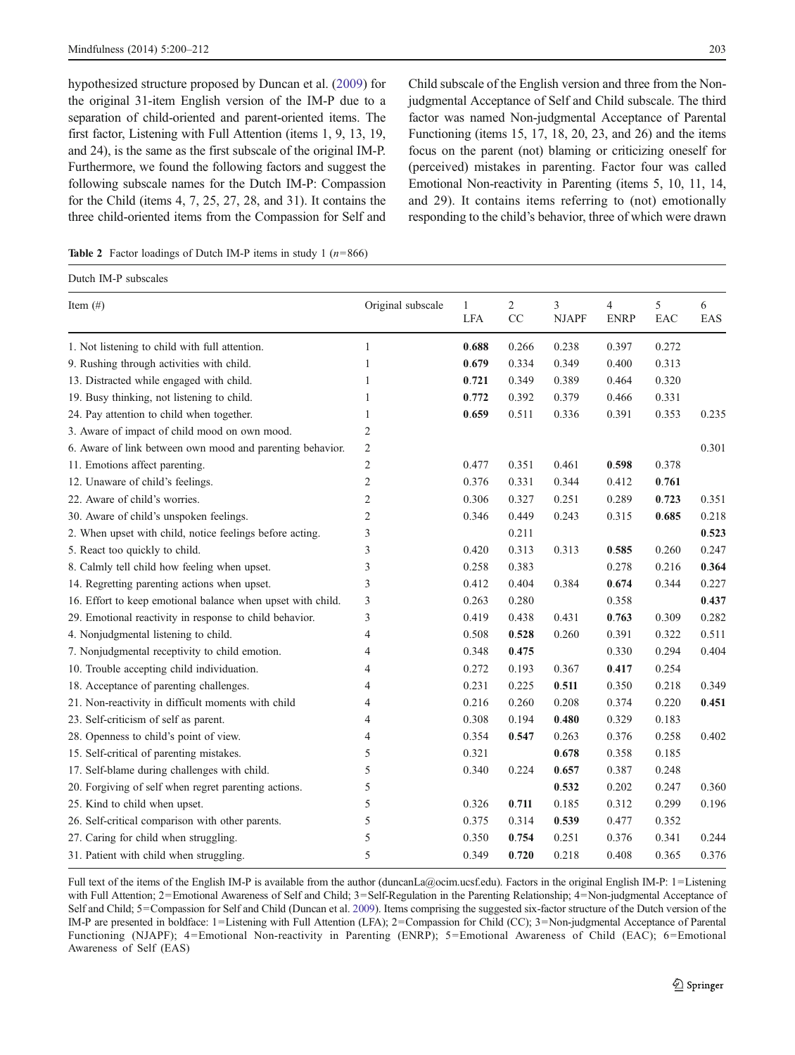hypothesized structure proposed by Duncan et al. (2009) for the original 31-item English version of the IM-P due to a separation of child-oriented and parent-oriented items. The first factor, Listening with Full Attention (items 1, 9, 13, 19, and 24), is the same as the first subscale of the original IM-P. Furthermore, we found the following factors and suggest the following subscale names for the Dutch IM-P: Compassion for the Child (items 4, 7, 25, 27, 28, and 31). It contains the three child-oriented items from the Compassion for Self and Child subscale of the English version and three from the Non-judgmental Acceptance of Self and Child subscale. The third factor was named Non-judgmental Acceptance of Parental Functioning (items 15, 17, 18, 20, 23, and 26) and the items focus on the parent (not) blaming or criticizing oneself for (perceived) mistakes in parenting. Factor four was called Emotional Non-reactivity in Parenting (items 5, 10, 11, 14, and 29). It contains items referring to (not) emotionally responding to the child's behavior, three of which were drawn

**Table 2** Factor loadings of Dutch IM-P items in study 1 ($n$=866)

| Item (#) | Original subscale | Dutch IM-P subscales<br>1<br>LFA | <br>2<br>CC | <br>3<br>NJAPF | <br>4<br>ENRP | <br>5<br>EAC | <br>6<br>EAS |
|---|---|---|---|---|---|---|---|
| 1. Not listening to child with full attention. | 1 | **0.688** | 0.266 | 0.238 | 0.397 | 0.272 | |
| 9. Rushing through activities with child. | 1 | **0.679** | 0.334 | 0.349 | 0.400 | 0.313 | |
| 13. Distracted while engaged with child. | 1 | **0.721** | 0.349 | 0.389 | 0.464 | 0.320 | |
| 19. Busy thinking, not listening to child. | 1 | **0.772** | 0.392 | 0.379 | 0.466 | 0.331 | |
| 24. Pay attention to child when together. | 1 | **0.659** | 0.511 | 0.336 | 0.391 | 0.353 | 0.235 |
| 3. Aware of impact of child mood on own mood. | 2 | | | | | | |
| 6. Aware of link between own mood and parenting behavior. | 2 | | | | | | 0.301 |
| 11. Emotions affect parenting. | 2 | 0.477 | 0.351 | 0.461 | **0.598** | 0.378 | |
| 12. Unaware of child's feelings. | 2 | 0.376 | 0.331 | 0.344 | 0.412 | **0.761** | |
| 22. Aware of child's worries. | 2 | 0.306 | 0.327 | 0.251 | 0.289 | **0.723** | 0.351 |
| 30. Aware of child's unspoken feelings. | 2 | 0.346 | 0.449 | 0.243 | 0.315 | **0.685** | 0.218 |
| 2. When upset with child, notice feelings before acting. | 3 | | 0.211 | | | | **0.523** |
| 5. React too quickly to child. | 3 | 0.420 | 0.313 | 0.313 | **0.585** | 0.260 | 0.247 |
| 8. Calmly tell child how feeling when upset. | 3 | 0.258 | 0.383 | | 0.278 | 0.216 | **0.364** |
| 14. Regretting parenting actions when upset. | 3 | 0.412 | 0.404 | 0.384 | **0.674** | 0.344 | 0.227 |
| 16. Effort to keep emotional balance when upset with child. | 3 | 0.263 | 0.280 | | 0.358 | | **0.437** |
| 29. Emotional reactivity in response to child behavior. | 3 | 0.419 | 0.438 | 0.431 | **0.763** | 0.309 | 0.282 |
| 4. Nonjudgmental listening to child. | 4 | 0.508 | **0.528** | 0.260 | 0.391 | 0.322 | 0.511 |
| 7. Nonjudgmental receptivity to child emotion. | 4 | 0.348 | **0.475** | | 0.330 | 0.294 | 0.404 |
| 10. Trouble accepting child individuation. | 4 | 0.272 | 0.193 | 0.367 | **0.417** | 0.254 | |
| 18. Acceptance of parenting challenges. | 4 | 0.231 | 0.225 | **0.511** | 0.350 | 0.218 | 0.349 |
| 21. Non-reactivity in difficult moments with child | 4 | 0.216 | 0.260 | 0.208 | 0.374 | 0.220 | **0.451** |
| 23. Self-criticism of self as parent. | 4 | 0.308 | 0.194 | **0.480** | 0.329 | 0.183 | |
| 28. Openness to child's point of view. | 4 | 0.354 | **0.547** | 0.263 | 0.376 | 0.258 | 0.402 |
| 15. Self-critical of parenting mistakes. | 5 | 0.321 | | **0.678** | 0.358 | 0.185 | |
| 17. Self-blame during challenges with child. | 5 | 0.340 | 0.224 | **0.657** | 0.387 | 0.248 | |
| 20. Forgiving of self when regret parenting actions. | 5 | | | **0.532** | 0.202 | 0.247 | 0.360 |
| 25. Kind to child when upset. | 5 | 0.326 | **0.711** | 0.185 | 0.312 | 0.299 | 0.196 |
| 26. Self-critical comparison with other parents. | 5 | 0.375 | 0.314 | **0.539** | 0.477 | 0.352 | |
| 27. Caring for child when struggling. | 5 | 0.350 | **0.754** | 0.251 | 0.376 | 0.341 | 0.244 |
| 31. Patient with child when struggling. | 5 | 0.349 | **0.720** | 0.218 | 0.408 | 0.365 | 0.376 |

Full text of the items of the English IM-P is available from the author (duncanLa@ocim.ucsf.edu). Factors in the original English IM-P: 1=Listening with Full Attention; 2=Emotional Awareness of Self and Child; 3=Self-Regulation in the Parenting Relationship; 4=Non-judgmental Acceptance of Self and Child; 5=Compassion for Self and Child (Duncan et al. 2009). Items comprising the suggested six-factor structure of the Dutch version of the IM-P are presented in boldface: 1=Listening with Full Attention (LFA); 2=Compassion for Child (CC); 3=Non-judgmental Acceptance of Parental Functioning (NJAPF); 4=Emotional Non-reactivity in Parenting (ENRP); 5=Emotional Awareness of Child (EAC); 6=Emotional Awareness of Self (EAS)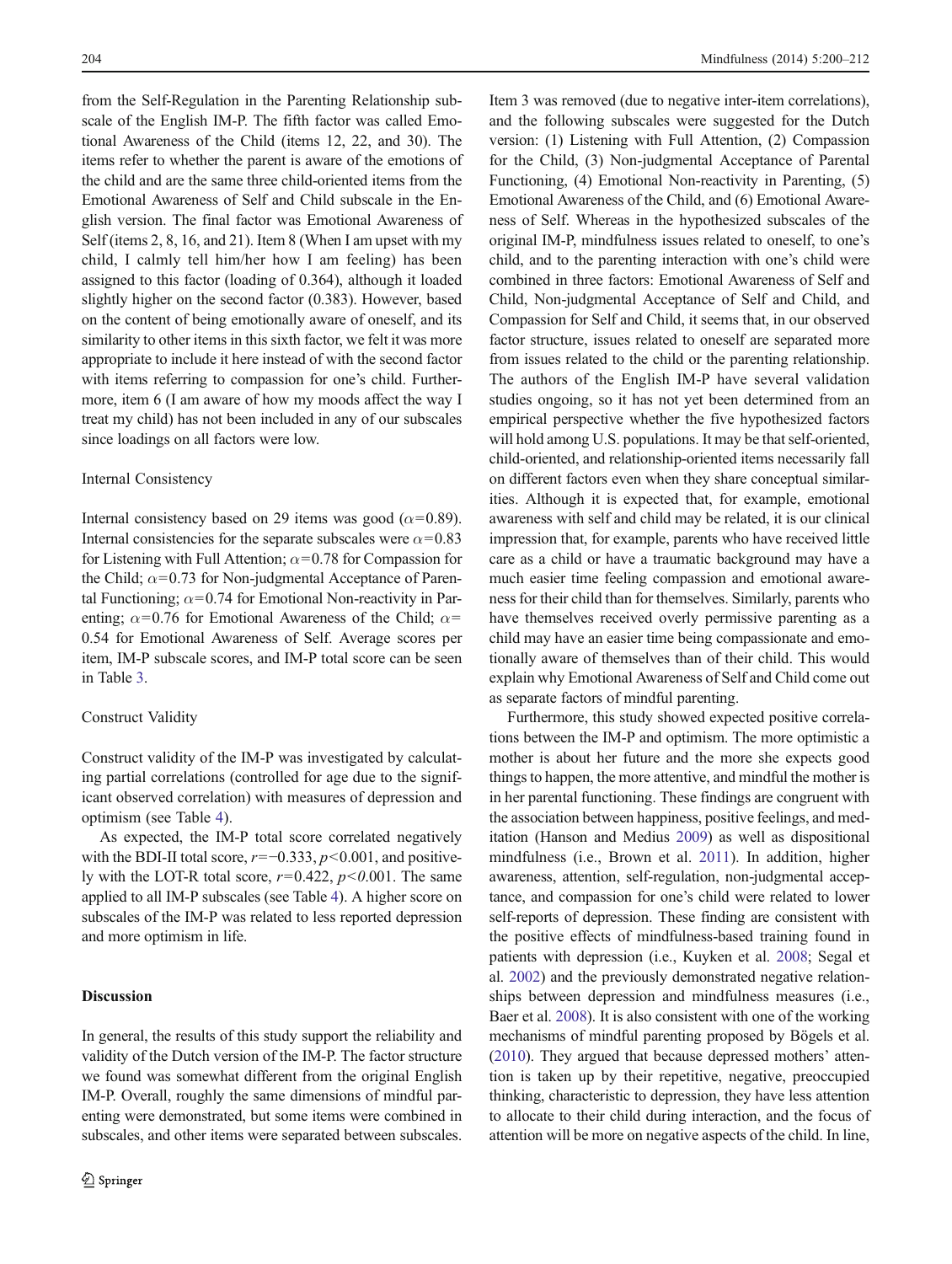from the Self-Regulation in the Parenting Relationship subscale of the English IM-P. The fifth factor was called Emotional Awareness of the Child (items 12, 22, and 30). The items refer to whether the parent is aware of the emotions of the child and are the same three child-oriented items from the Emotional Awareness of Self and Child subscale in the English version. The final factor was Emotional Awareness of Self (items 2, 8, 16, and 21). Item 8 (When I am upset with my child, I calmly tell him/her how I am feeling) has been assigned to this factor (loading of 0.364), although it loaded slightly higher on the second factor (0.383). However, based on the content of being emotionally aware of oneself, and its similarity to other items in this sixth factor, we felt it was more appropriate to include it here instead of with the second factor with items referring to compassion for one's child. Furthermore, item 6 (I am aware of how my moods affect the way I treat my child) has not been included in any of our subscales since loadings on all factors were low.

### Internal Consistency

Internal consistency based on 29 items was good ($\alpha$=0.89). Internal consistencies for the separate subscales were $\alpha$=0.83 for Listening with Full Attention; $\alpha$=0.78 for Compassion for the Child; $\alpha$=0.73 for Non-judgmental Acceptance of Parental Functioning; $\alpha$=0.74 for Emotional Non-reactivity in Parenting; $\alpha$=0.76 for Emotional Awareness of the Child; $\alpha$= 0.54 for Emotional Awareness of Self. Average scores per item, IM-P subscale scores, and IM-P total score can be seen in Table 3.

### Construct Validity

Construct validity of the IM-P was investigated by calculating partial correlations (controlled for age due to the significant observed correlation) with measures of depression and optimism (see Table 4).

As expected, the IM-P total score correlated negatively with the BDI-II total score, $r=-0.333$, $p<0.001$, and positively with the LOT-R total score, $r=0.422$, $p<0.001$. The same applied to all IM-P subscales (see Table 4). A higher score on subscales of the IM-P was related to less reported depression and more optimism in life.

## Discussion

In general, the results of this study support the reliability and validity of the Dutch version of the IM-P. The factor structure we found was somewhat different from the original English IM-P. Overall, roughly the same dimensions of mindful parenting were demonstrated, but some items were combined in subscales, and other items were separated between subscales. Item 3 was removed (due to negative inter-item correlations), and the following subscales were suggested for the Dutch version: (1) Listening with Full Attention, (2) Compassion for the Child, (3) Non-judgmental Acceptance of Parental Functioning, (4) Emotional Non-reactivity in Parenting, (5) Emotional Awareness of the Child, and (6) Emotional Awareness of Self. Whereas in the hypothesized subscales of the original IM-P, mindfulness issues related to oneself, to one's child, and to the parenting interaction with one's child were combined in three factors: Emotional Awareness of Self and Child, Non-judgmental Acceptance of Self and Child, and Compassion for Self and Child, it seems that, in our observed factor structure, issues related to oneself are separated more from issues related to the child or the parenting relationship. The authors of the English IM-P have several validation studies ongoing, so it has not yet been determined from an empirical perspective whether the five hypothesized factors will hold among U.S. populations. It may be that self-oriented, child-oriented, and relationship-oriented items necessarily fall on different factors even when they share conceptual similarities. Although it is expected that, for example, emotional awareness with self and child may be related, it is our clinical impression that, for example, parents who have received little care as a child or have a traumatic background may have a much easier time feeling compassion and emotional awareness for their child than for themselves. Similarly, parents who have themselves received overly permissive parenting as a child may have an easier time being compassionate and emotionally aware of themselves than of their child. This would explain why Emotional Awareness of Self and Child come out as separate factors of mindful parenting.

Furthermore, this study showed expected positive correlations between the IM-P and optimism. The more optimistic a mother is about her future and the more she expects good things to happen, the more attentive, and mindful the mother is in her parental functioning. These findings are congruent with the association between happiness, positive feelings, and meditation (Hanson and Medius 2009) as well as dispositional mindfulness (i.e., Brown et al. 2011). In addition, higher awareness, attention, self-regulation, non-judgmental acceptance, and compassion for one's child were related to lower self-reports of depression. These finding are consistent with the positive effects of mindfulness-based training found in patients with depression (i.e., Kuyken et al. 2008; Segal et al. 2002) and the previously demonstrated negative relationships between depression and mindfulness measures (i.e., Baer et al. 2008). It is also consistent with one of the working mechanisms of mindful parenting proposed by Bögels et al. (2010). They argued that because depressed mothers' attention is taken up by their repetitive, negative, preoccupied thinking, characteristic to depression, they have less attention to allocate to their child during interaction, and the focus of attention will be more on negative aspects of the child. In line,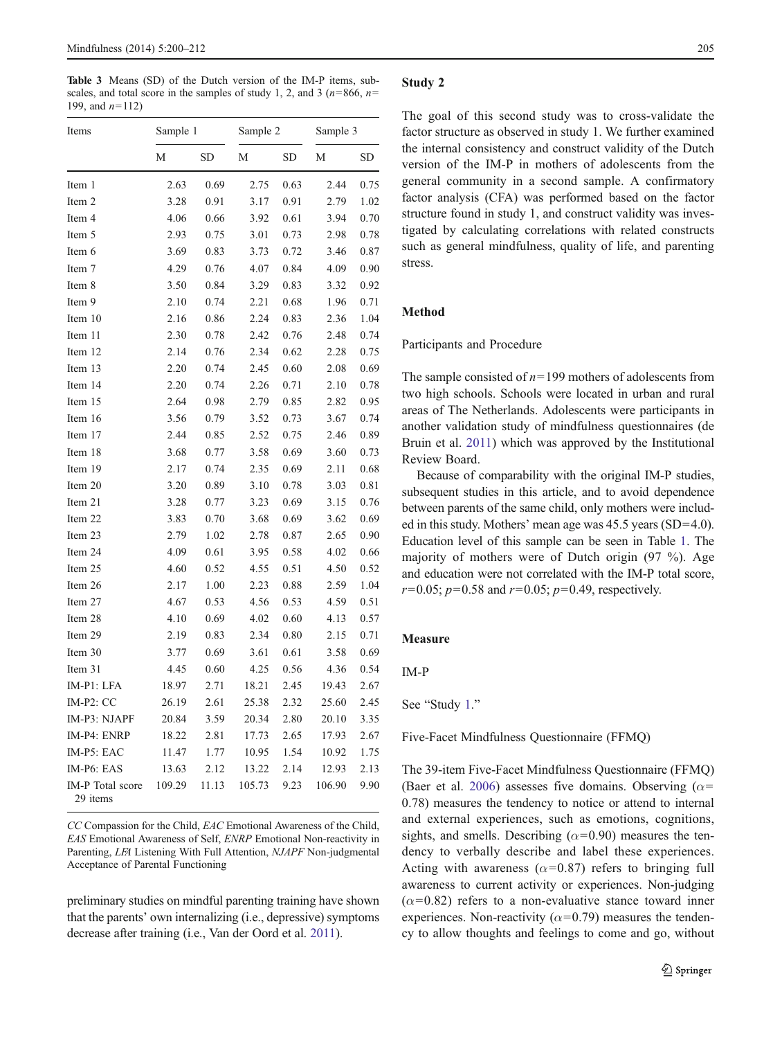**Table 3** Means (SD) of the Dutch version of the IM-P items, subscales, and total score in the samples of study 1, 2, and 3 ($n$=866, $n$=199, and $n$=112)

| Items | Sample 1 | | Sample 2 | | Sample 3 | |
|---|---|---|---|---|---|---|
| | M | SD | M | SD | M | SD |
| Item 1 | 2.63 | 0.69 | 2.75 | 0.63 | 2.44 | 0.75 |
| Item 2 | 3.28 | 0.91 | 3.17 | 0.91 | 2.79 | 1.02 |
| Item 4 | 4.06 | 0.66 | 3.92 | 0.61 | 3.94 | 0.70 |
| Item 5 | 2.93 | 0.75 | 3.01 | 0.73 | 2.98 | 0.78 |
| Item 6 | 3.69 | 0.83 | 3.73 | 0.72 | 3.46 | 0.87 |
| Item 7 | 4.29 | 0.76 | 4.07 | 0.84 | 4.09 | 0.90 |
| Item 8 | 3.50 | 0.84 | 3.29 | 0.83 | 3.32 | 0.92 |
| Item 9 | 2.10 | 0.74 | 2.21 | 0.68 | 1.96 | 0.71 |
| Item 10 | 2.16 | 0.86 | 2.24 | 0.83 | 2.36 | 1.04 |
| Item 11 | 2.30 | 0.78 | 2.42 | 0.76 | 2.48 | 0.74 |
| Item 12 | 2.14 | 0.76 | 2.34 | 0.62 | 2.28 | 0.75 |
| Item 13 | 2.20 | 0.74 | 2.45 | 0.60 | 2.08 | 0.69 |
| Item 14 | 2.20 | 0.74 | 2.26 | 0.71 | 2.10 | 0.78 |
| Item 15 | 2.64 | 0.98 | 2.79 | 0.85 | 2.82 | 0.95 |
| Item 16 | 3.56 | 0.79 | 3.52 | 0.73 | 3.67 | 0.74 |
| Item 17 | 2.44 | 0.85 | 2.52 | 0.75 | 2.46 | 0.89 |
| Item 18 | 3.68 | 0.77 | 3.58 | 0.69 | 3.60 | 0.73 |
| Item 19 | 2.17 | 0.74 | 2.35 | 0.69 | 2.11 | 0.68 |
| Item 20 | 3.20 | 0.89 | 3.10 | 0.78 | 3.03 | 0.81 |
| Item 21 | 3.28 | 0.77 | 3.23 | 0.69 | 3.15 | 0.76 |
| Item 22 | 3.83 | 0.70 | 3.68 | 0.69 | 3.62 | 0.69 |
| Item 23 | 2.79 | 1.02 | 2.78 | 0.87 | 2.65 | 0.90 |
| Item 24 | 4.09 | 0.61 | 3.95 | 0.58 | 4.02 | 0.66 |
| Item 25 | 4.60 | 0.52 | 4.55 | 0.51 | 4.50 | 0.52 |
| Item 26 | 2.17 | 1.00 | 2.23 | 0.88 | 2.59 | 1.04 |
| Item 27 | 4.67 | 0.53 | 4.56 | 0.53 | 4.59 | 0.51 |
| Item 28 | 4.10 | 0.69 | 4.02 | 0.60 | 4.13 | 0.57 |
| Item 29 | 2.19 | 0.83 | 2.34 | 0.80 | 2.15 | 0.71 |
| Item 30 | 3.77 | 0.69 | 3.61 | 0.61 | 3.58 | 0.69 |
| Item 31 | 4.45 | 0.60 | 4.25 | 0.56 | 4.36 | 0.54 |
| IM-P1: LFA | 18.97 | 2.71 | 18.21 | 2.45 | 19.43 | 2.67 |
| IM-P2: CC | 26.19 | 2.61 | 25.38 | 2.32 | 25.60 | 2.45 |
| IM-P3: NJAPF | 20.84 | 3.59 | 20.34 | 2.80 | 20.10 | 3.35 |
| IM-P4: ENRP | 18.22 | 2.81 | 17.73 | 2.65 | 17.93 | 2.67 |
| IM-P5: EAC | 11.47 | 1.77 | 10.95 | 1.54 | 10.92 | 1.75 |
| IM-P6: EAS | 13.63 | 2.12 | 13.22 | 2.14 | 12.93 | 2.13 |
| IM-P Total score 29 items | 109.29 | 11.13 | 105.73 | 9.23 | 106.90 | 9.90 |

*CC* Compassion for the Child, *EAC* Emotional Awareness of the Child, *EAS* Emotional Awareness of Self, *ENRP* Emotional Non-reactivity in Parenting, *LFA* Listening With Full Attention, *NJAPF* Non-judgmental Acceptance of Parental Functioning

preliminary studies on mindful parenting training have shown that the parents' own internalizing (i.e., depressive) symptoms decrease after training (i.e., Van der Oord et al. 2011).

## Study 2

The goal of this second study was to cross-validate the factor structure as observed in study 1. We further examined the internal consistency and construct validity of the Dutch version of the IM-P in mothers of adolescents from the general community in a second sample. A confirmatory factor analysis (CFA) was performed based on the factor structure found in study 1, and construct validity was investigated by calculating correlations with related constructs such as general mindfulness, quality of life, and parenting stress.

### Method

#### Participants and Procedure

The sample consisted of $n$=199 mothers of adolescents from two high schools. Schools were located in urban and rural areas of The Netherlands. Adolescents were participants in another validation study of mindfulness questionnaires (de Bruin et al. 2011) which was approved by the Institutional Review Board.

Because of comparability with the original IM-P studies, subsequent studies in this article, and to avoid dependence between parents of the same child, only mothers were included in this study. Mothers' mean age was 45.5 years (SD=4.0). Education level of this sample can be seen in Table 1. The majority of mothers were of Dutch origin (97 %). Age and education were not correlated with the IM-P total score, $r$=0.05; $p$=0.58 and $r$=0.05; $p$=0.49, respectively.

### Measure

#### IM-P

See "Study 1."

#### Five-Facet Mindfulness Questionnaire (FFMQ)

The 39-item Five-Facet Mindfulness Questionnaire (FFMQ) (Baer et al. 2006) assesses five domains. Observing ($\alpha$=0.78) measures the tendency to notice or attend to internal and external experiences, such as emotions, cognitions, sights, and smells. Describing ($\alpha$=0.90) measures the tendency to verbally describe and label these experiences. Acting with awareness ($\alpha$=0.87) refers to bringing full awareness to current activity or experiences. Non-judging ($\alpha$=0.82) refers to a non-evaluative stance toward inner experiences. Non-reactivity ($\alpha$=0.79) measures the tendency to allow thoughts and feelings to come and go, without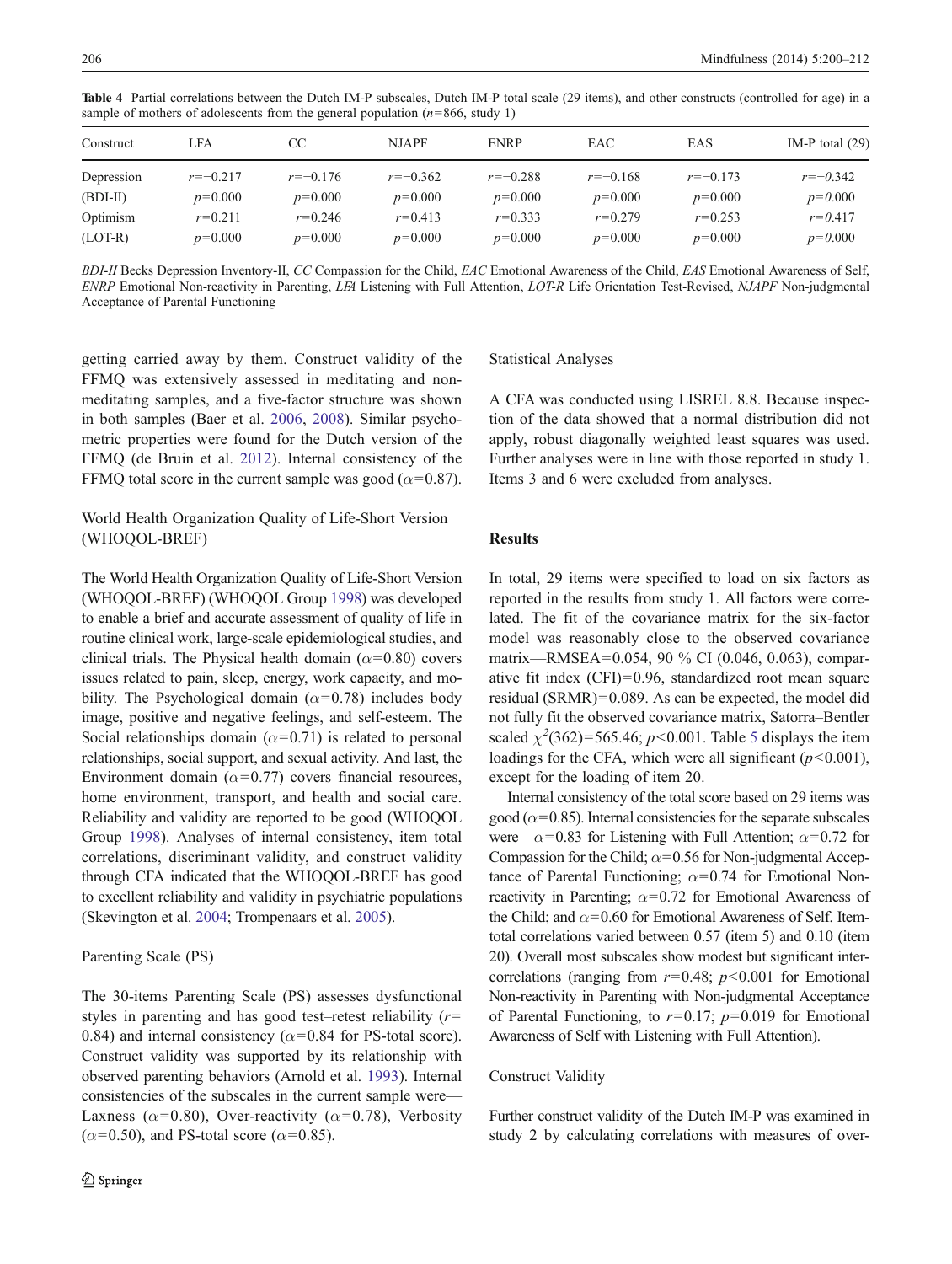**Table 4** Partial correlations between the Dutch IM-P subscales, Dutch IM-P total scale (29 items), and other constructs (controlled for age) in a sample of mothers of adolescents from the general population ($n$=866, study 1)

| Construct | LFA | CC | NJAPF | ENRP | EAC | EAS | IM-P total (29) |
|---|---|---|---|---|---|---|---|
| Depression | $r$=−0.217 | $r$=−0.176 | $r$=−0.362 | $r$=−0.288 | $r$=−0.168 | $r$=−0.173 | $r$=−0.342 |
| (BDI-II) | $p$=0.000 | $p$=0.000 | $p$=0.000 | $p$=0.000 | $p$=0.000 | $p$=0.000 | $p$=0.000 |
| Optimism | $r$=0.211 | $r$=0.246 | $r$=0.413 | $r$=0.333 | $r$=0.279 | $r$=0.253 | $r$=0.417 |
| (LOT-R) | $p$=0.000 | $p$=0.000 | $p$=0.000 | $p$=0.000 | $p$=0.000 | $p$=0.000 | $p$=0.000 |

*BDI-II* Becks Depression Inventory-II, *CC* Compassion for the Child, *EAC* Emotional Awareness of the Child, *EAS* Emotional Awareness of Self, *ENRP* Emotional Non-reactivity in Parenting, *LFA* Listening with Full Attention, *LOT-R* Life Orientation Test-Revised, *NJAPF* Non-judgmental Acceptance of Parental Functioning

getting carried away by them. Construct validity of the FFMQ was extensively assessed in meditating and non-meditating samples, and a five-factor structure was shown in both samples (Baer et al. 2006, 2008). Similar psychometric properties were found for the Dutch version of the FFMQ (de Bruin et al. 2012). Internal consistency of the FFMQ total score in the current sample was good ($\alpha$=0.87).

### World Health Organization Quality of Life-Short Version (WHOQOL-BREF)

The World Health Organization Quality of Life-Short Version (WHOQOL-BREF) (WHOQOL Group 1998) was developed to enable a brief and accurate assessment of quality of life in routine clinical work, large-scale epidemiological studies, and clinical trials. The Physical health domain ($\alpha$=0.80) covers issues related to pain, sleep, energy, work capacity, and mobility. The Psychological domain ($\alpha$=0.78) includes body image, positive and negative feelings, and self-esteem. The Social relationships domain ($\alpha$=0.71) is related to personal relationships, social support, and sexual activity. And last, the Environment domain ($\alpha$=0.77) covers financial resources, home environment, transport, and health and social care. Reliability and validity are reported to be good (WHOQOL Group 1998). Analyses of internal consistency, item total correlations, discriminant validity, and construct validity through CFA indicated that the WHOQOL-BREF has good to excellent reliability and validity in psychiatric populations (Skevington et al. 2004; Trompenaars et al. 2005).

### Parenting Scale (PS)

The 30-items Parenting Scale (PS) assesses dysfunctional styles in parenting and has good test–retest reliability ($r$= 0.84) and internal consistency ($\alpha$=0.84 for PS-total score). Construct validity was supported by its relationship with observed parenting behaviors (Arnold et al. 1993). Internal consistencies of the subscales in the current sample were—Laxness ($\alpha$=0.80), Over-reactivity ($\alpha$=0.78), Verbosity ($\alpha$=0.50), and PS-total score ($\alpha$=0.85).

### Statistical Analyses

A CFA was conducted using LISREL 8.8. Because inspection of the data showed that a normal distribution did not apply, robust diagonally weighted least squares was used. Further analyses were in line with those reported in study 1. Items 3 and 6 were excluded from analyses.

## Results

In total, 29 items were specified to load on six factors as reported in the results from study 1. All factors were correlated. The fit of the covariance matrix for the six-factor model was reasonably close to the observed covariance matrix—RMSEA=0.054, 90 % CI (0.046, 0.063), comparative fit index (CFI)=0.96, standardized root mean square residual (SRMR)=0.089. As can be expected, the model did not fully fit the observed covariance matrix, Satorra–Bentler scaled $\chi^2(362)$=565.46; $p$<0.001. Table 5 displays the item loadings for the CFA, which were all significant ($p$<0.001), except for the loading of item 20.

Internal consistency of the total score based on 29 items was good ($\alpha$=0.85). Internal consistencies for the separate subscales were—$\alpha$=0.83 for Listening with Full Attention; $\alpha$=0.72 for Compassion for the Child; $\alpha$=0.56 for Non-judgmental Acceptance of Parental Functioning; $\alpha$=0.74 for Emotional Non-reactivity in Parenting; $\alpha$=0.72 for Emotional Awareness of the Child; and $\alpha$=0.60 for Emotional Awareness of Self. Item-total correlations varied between 0.57 (item 5) and 0.10 (item 20). Overall most subscales show modest but significant intercorrelations (ranging from $r$=0.48; $p$<0.001 for Emotional Non-reactivity in Parenting with Non-judgmental Acceptance of Parental Functioning, to $r$=0.17; $p$=0.019 for Emotional Awareness of Self with Listening with Full Attention).

### Construct Validity

Further construct validity of the Dutch IM-P was examined in study 2 by calculating correlations with measures of over-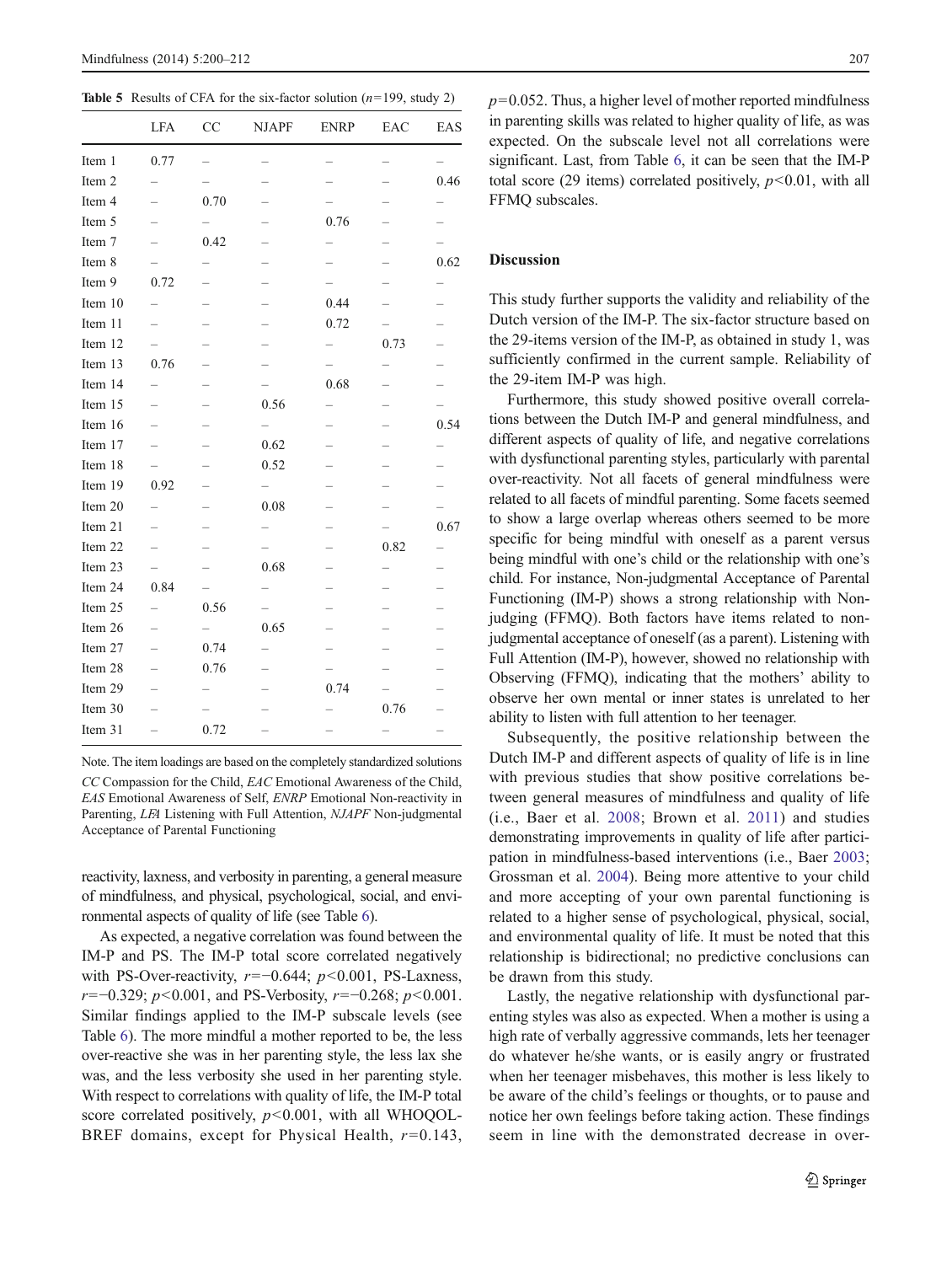**Table 5** Results of CFA for the six-factor solution ($n$=199, study 2)

| | LFA | CC | NJAPF | ENRP | EAC | EAS |
|---|---|---|---|---|---|---|
| Item 1 | 0.77 | – | – | – | – | – |
| Item 2 | – | – | – | – | – | 0.46 |
| Item 4 | – | 0.70 | – | – | – | – |
| Item 5 | – | – | – | 0.76 | – | – |
| Item 7 | – | 0.42 | – | – | – | – |
| Item 8 | – | – | – | – | – | 0.62 |
| Item 9 | 0.72 | – | – | – | – | – |
| Item 10 | – | – | – | 0.44 | – | – |
| Item 11 | – | – | – | 0.72 | – | – |
| Item 12 | – | – | – | – | 0.73 | – |
| Item 13 | 0.76 | – | – | – | – | – |
| Item 14 | – | – | – | 0.68 | – | – |
| Item 15 | – | – | 0.56 | – | – | – |
| Item 16 | – | – | – | – | – | 0.54 |
| Item 17 | – | – | 0.62 | – | – | – |
| Item 18 | – | – | 0.52 | – | – | – |
| Item 19 | 0.92 | – | – | – | – | – |
| Item 20 | – | – | 0.08 | – | – | – |
| Item 21 | – | – | – | – | – | 0.67 |
| Item 22 | – | – | – | – | 0.82 | – |
| Item 23 | – | – | 0.68 | – | – | – |
| Item 24 | 0.84 | – | – | – | – | – |
| Item 25 | – | 0.56 | – | – | – | – |
| Item 26 | – | – | 0.65 | – | – | – |
| Item 27 | – | 0.74 | – | – | – | – |
| Item 28 | – | 0.76 | – | – | – | – |
| Item 29 | – | – | – | 0.74 | – | – |
| Item 30 | – | – | – | – | 0.76 | – |
| Item 31 | – | 0.72 | – | – | – | – |

Note. The item loadings are based on the completely standardized solutions *CC* Compassion for the Child, *EAC* Emotional Awareness of the Child, *EAS* Emotional Awareness of Self, *ENRP* Emotional Non-reactivity in Parenting, *LFA* Listening with Full Attention, *NJAPF* Non-judgmental Acceptance of Parental Functioning

reactivity, laxness, and verbosity in parenting, a general measure of mindfulness, and physical, psychological, social, and environmental aspects of quality of life (see Table 6).

As expected, a negative correlation was found between the IM-P and PS. The IM-P total score correlated negatively with PS-Over-reactivity, $r$=−0.644; $p$<0.001, PS-Laxness, $r$=−0.329; $p$<0.001, and PS-Verbosity, $r$=−0.268; $p$<0.001. Similar findings applied to the IM-P subscale levels (see Table 6). The more mindful a mother reported to be, the less over-reactive she was in her parenting style, the less lax she was, and the less verbosity she used in her parenting style. With respect to correlations with quality of life, the IM-P total score correlated positively, $p$<0.001, with all WHOQOL-BREF domains, except for Physical Health, $r$=0.143, $p$=0.052. Thus, a higher level of mother reported mindfulness in parenting skills was related to higher quality of life, as was expected. On the subscale level not all correlations were significant. Last, from Table 6, it can be seen that the IM-P total score (29 items) correlated positively, $p$<0.01, with all FFMQ subscales.

## Discussion

This study further supports the validity and reliability of the Dutch version of the IM-P. The six-factor structure based on the 29-items version of the IM-P, as obtained in study 1, was sufficiently confirmed in the current sample. Reliability of the 29-item IM-P was high.

Furthermore, this study showed positive overall correlations between the Dutch IM-P and general mindfulness, and different aspects of quality of life, and negative correlations with dysfunctional parenting styles, particularly with parental over-reactivity. Not all facets of general mindfulness were related to all facets of mindful parenting. Some facets seemed to show a large overlap whereas others seemed to be more specific for being mindful with oneself as a parent versus being mindful with one's child or the relationship with one's child. For instance, Non-judgmental Acceptance of Parental Functioning (IM-P) shows a strong relationship with Non-judging (FFMQ). Both factors have items related to non-judgmental acceptance of oneself (as a parent). Listening with Full Attention (IM-P), however, showed no relationship with Observing (FFMQ), indicating that the mothers' ability to observe her own mental or inner states is unrelated to her ability to listen with full attention to her teenager.

Subsequently, the positive relationship between the Dutch IM-P and different aspects of quality of life is in line with previous studies that show positive correlations between general measures of mindfulness and quality of life (i.e., Baer et al. 2008; Brown et al. 2011) and studies demonstrating improvements in quality of life after participation in mindfulness-based interventions (i.e., Baer 2003; Grossman et al. 2004). Being more attentive to your child and more accepting of your own parental functioning is related to a higher sense of psychological, physical, social, and environmental quality of life. It must be noted that this relationship is bidirectional; no predictive conclusions can be drawn from this study.

Lastly, the negative relationship with dysfunctional parenting styles was also as expected. When a mother is using a high rate of verbally aggressive commands, lets her teenager do whatever he/she wants, or is easily angry or frustrated when her teenager misbehaves, this mother is less likely to be aware of the child's feelings or thoughts, or to pause and notice her own feelings before taking action. These findings seem in line with the demonstrated decrease in over-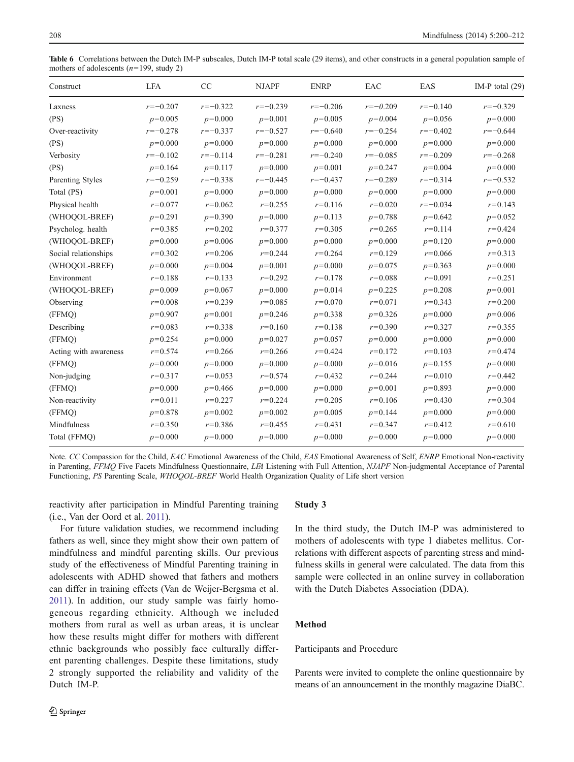**Table 6** Correlations between the Dutch IM-P subscales, Dutch IM-P total scale (29 items), and other constructs in a general population sample of mothers of adolescents ($n$=199, study 2)

| Construct | LFA | CC | NJAPF | ENRP | EAC | EAS | IM-P total (29) |
|---|---|---|---|---|---|---|---|
| Laxness | $r$=−0.207 | $r$=−0.322 | $r$=−0.239 | $r$=−0.206 | $r$=−0.209 | $r$=−0.140 | $r$=−0.329 |
| (PS) | $p$=0.005 | $p$=0.000 | $p$=0.001 | $p$=0.005 | $p$=0.004 | $p$=0.056 | $p$=0.000 |
| Over-reactivity | $r$=−0.278 | $r$=−0.337 | $r$=−0.527 | $r$=−0.640 | $r$=−0.254 | $r$=−0.402 | $r$=−0.644 |
| (PS) | $p$=0.000 | $p$=0.000 | $p$=0.000 | $p$=0.000 | $p$=0.000 | $p$=0.000 | $p$=0.000 |
| Verbosity | $r$=−0.102 | $r$=−0.114 | $r$=−0.281 | $r$=−0.240 | $r$=−0.085 | $r$=−0.209 | $r$=−0.268 |
| (PS) | $p$=0.164 | $p$=0.117 | $p$=0.000 | $p$=0.001 | $p$=0.247 | $p$=0.004 | $p$=0.000 |
| Parenting Styles | $r$=−0.259 | $r$=−0.338 | $r$=−0.445 | $r$=−0.437 | $r$=−0.289 | $r$=−0.314 | $r$=−0.532 |
| Total (PS) | $p$=0.001 | $p$=0.000 | $p$=0.000 | $p$=0.000 | $p$=0.000 | $p$=0.000 | $p$=0.000 |
| Physical health | $r$=0.077 | $r$=0.062 | $r$=0.255 | $r$=0.116 | $r$=0.020 | $r$=−0.034 | $r$=0.143 |
| (WHOQOL-BREF) | $p$=0.291 | $p$=0.390 | $p$=0.000 | $p$=0.113 | $p$=0.788 | $p$=0.642 | $p$=0.052 |
| Psycholog. health | $r$=0.385 | $r$=0.202 | $r$=0.377 | $r$=0.305 | $r$=0.265 | $r$=0.114 | $r$=0.424 |
| (WHOQOL-BREF) | $p$=0.000 | $p$=0.006 | $p$=0.000 | $p$=0.000 | $p$=0.000 | $p$=0.120 | $p$=0.000 |
| Social relationships | $r$=0.302 | $r$=0.206 | $r$=0.244 | $r$=0.264 | $r$=0.129 | $r$=0.066 | $r$=0.313 |
| (WHOQOL-BREF) | $p$=0.000 | $p$=0.004 | $p$=0.001 | $p$=0.000 | $p$=0.075 | $p$=0.363 | $p$=0.000 |
| Environment | $r$=0.188 | $r$=0.133 | $r$=0.292 | $r$=0.178 | $r$=0.088 | $r$=0.091 | $r$=0.251 |
| (WHOQOL-BREF) | $p$=0.009 | $p$=0.067 | $p$=0.000 | $p$=0.014 | $p$=0.225 | $p$=0.208 | $p$=0.001 |
| Observing | $r$=0.008 | $r$=0.239 | $r$=0.085 | $r$=0.070 | $r$=0.071 | $r$=0.343 | $r$=0.200 |
| (FFMQ) | $p$=0.907 | $p$=0.001 | $p$=0.246 | $p$=0.338 | $p$=0.326 | $p$=0.000 | $p$=0.006 |
| Describing | $r$=0.083 | $r$=0.338 | $r$=0.160 | $r$=0.138 | $r$=0.390 | $r$=0.327 | $r$=0.355 |
| (FFMQ) | $p$=0.254 | $p$=0.000 | $p$=0.027 | $p$=0.057 | $p$=0.000 | $p$=0.000 | $p$=0.000 |
| Acting with awareness | $r$=0.574 | $r$=0.266 | $r$=0.266 | $r$=0.424 | $r$=0.172 | $r$=0.103 | $r$=0.474 |
| (FFMQ) | $p$=0.000 | $p$=0.000 | $p$=0.000 | $p$=0.000 | $p$=0.016 | $p$=0.155 | $p$=0.000 |
| Non-judging | $r$=0.317 | $r$=0.053 | $r$=0.574 | $r$=0.432 | $r$=0.244 | $r$=0.010 | $r$=0.442 |
| (FFMQ) | $p$=0.000 | $p$=0.466 | $p$=0.000 | $p$=0.000 | $p$=0.001 | $p$=0.893 | $p$=0.000 |
| Non-reactivity | $r$=0.011 | $r$=0.227 | $r$=0.224 | $r$=0.205 | $r$=0.106 | $r$=0.430 | $r$=0.304 |
| (FFMQ) | $p$=0.878 | $p$=0.002 | $p$=0.002 | $p$=0.005 | $p$=0.144 | $p$=0.000 | $p$=0.000 |
| Mindfulness | $r$=0.350 | $r$=0.386 | $r$=0.455 | $r$=0.431 | $r$=0.347 | $r$=0.412 | $r$=0.610 |
| Total (FFMQ) | $p$=0.000 | $p$=0.000 | $p$=0.000 | $p$=0.000 | $p$=0.000 | $p$=0.000 | $p$=0.000 |

Note. *CC* Compassion for the Child, *EAC* Emotional Awareness of the Child, *EAS* Emotional Awareness of Self, *ENRP* Emotional Non-reactivity in Parenting, *FFMQ* Five Facets Mindfulness Questionnaire, *LFA* Listening with Full Attention, *NJAPF* Non-judgmental Acceptance of Parental Functioning, *PS* Parenting Scale, *WHOQOL-BREF* World Health Organization Quality of Life short version

reactivity after participation in Mindful Parenting training (i.e., Van der Oord et al. 2011).

For future validation studies, we recommend including fathers as well, since they might show their own pattern of mindfulness and mindful parenting skills. Our previous study of the effectiveness of Mindful Parenting training in adolescents with ADHD showed that fathers and mothers can differ in training effects (Van de Weijer-Bergsma et al. 2011). In addition, our study sample was fairly homogeneous regarding ethnicity. Although we included mothers from rural as well as urban areas, it is unclear how these results might differ for mothers with different ethnic backgrounds who possibly face culturally different parenting challenges. Despite these limitations, study 2 strongly supported the reliability and validity of the Dutch IM-P.

## Study 3

In the third study, the Dutch IM-P was administered to mothers of adolescents with type 1 diabetes mellitus. Correlations with different aspects of parenting stress and mindfulness skills in general were calculated. The data from this sample were collected in an online survey in collaboration with the Dutch Diabetes Association (DDA).

### Method

#### Participants and Procedure

Parents were invited to complete the online questionnaire by means of an announcement in the monthly magazine DiaBC.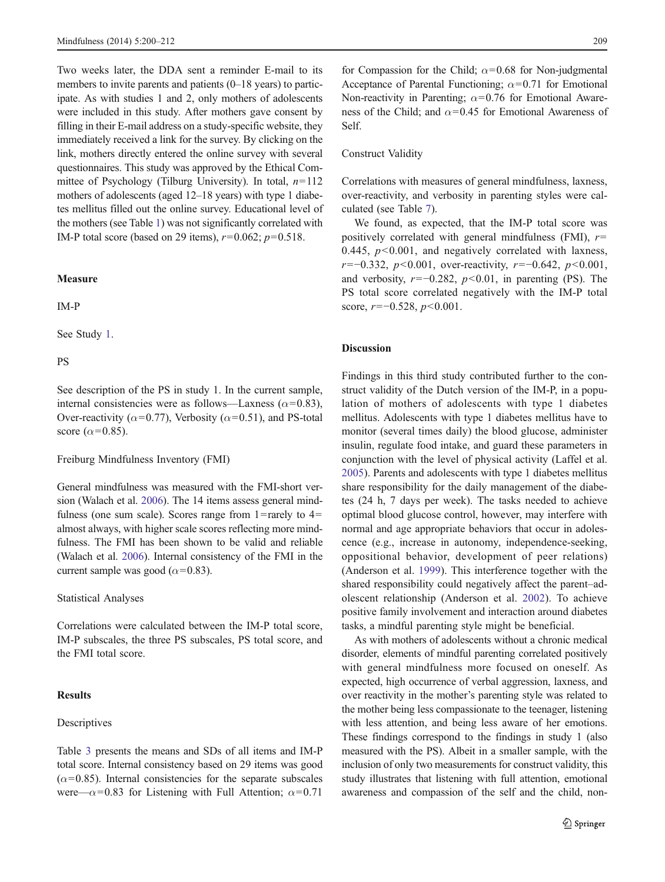Two weeks later, the DDA sent a reminder E-mail to its members to invite parents and patients (0–18 years) to participate. As with studies 1 and 2, only mothers of adolescents were included in this study. After mothers gave consent by filling in their E-mail address on a study-specific website, they immediately received a link for the survey. By clicking on the link, mothers directly entered the online survey with several questionnaires. This study was approved by the Ethical Committee of Psychology (Tilburg University). In total, $n=112$ mothers of adolescents (aged 12–18 years) with type 1 diabetes mellitus filled out the online survey. Educational level of the mothers (see Table 1) was not significantly correlated with IM-P total score (based on 29 items), $r=0.062$; $p=0.518$.

## Measure

IM-P

See Study 1.

PS

See description of the PS in study 1. In the current sample, internal consistencies were as follows—Laxness ($\alpha=0.83$), Over-reactivity ($\alpha=0.77$), Verbosity ($\alpha=0.51$), and PS-total score ($\alpha=0.85$).

Freiburg Mindfulness Inventory (FMI)

General mindfulness was measured with the FMI-short version (Walach et al. 2006). The 14 items assess general mindfulness (one sum scale). Scores range from 1=rarely to 4= almost always, with higher scale scores reflecting more mindfulness. The FMI has been shown to be valid and reliable (Walach et al. 2006). Internal consistency of the FMI in the current sample was good ($\alpha=0.83$).

Statistical Analyses

Correlations were calculated between the IM-P total score, IM-P subscales, the three PS subscales, PS total score, and the FMI total score.

## Results

Descriptives

Table 3 presents the means and SDs of all items and IM-P total score. Internal consistency based on 29 items was good ($\alpha=0.85$). Internal consistencies for the separate subscales were—$\alpha=0.83$ for Listening with Full Attention; $\alpha=0.71$ for Compassion for the Child; $\alpha=0.68$ for Non-judgmental Acceptance of Parental Functioning; $\alpha=0.71$ for Emotional Non-reactivity in Parenting; $\alpha=0.76$ for Emotional Awareness of the Child; and $\alpha=0.45$ for Emotional Awareness of Self.

Construct Validity

Correlations with measures of general mindfulness, laxness, over-reactivity, and verbosity in parenting styles were calculated (see Table 7).

We found, as expected, that the IM-P total score was positively correlated with general mindfulness (FMI), $r=0.445$, $p<0.001$, and negatively correlated with laxness, $r=-0.332$, $p<0.001$, over-reactivity, $r=-0.642$, $p<0.001$, and verbosity, $r=-0.282$, $p<0.01$, in parenting (PS). The PS total score correlated negatively with the IM-P total score, $r=-0.528$, $p<0.001$.

## Discussion

Findings in this third study contributed further to the construct validity of the Dutch version of the IM-P, in a population of mothers of adolescents with type 1 diabetes mellitus. Adolescents with type 1 diabetes mellitus have to monitor (several times daily) the blood glucose, administer insulin, regulate food intake, and guard these parameters in conjunction with the level of physical activity (Laffel et al. 2005). Parents and adolescents with type 1 diabetes mellitus share responsibility for the daily management of the diabetes (24 h, 7 days per week). The tasks needed to achieve optimal blood glucose control, however, may interfere with normal and age appropriate behaviors that occur in adolescence (e.g., increase in autonomy, independence-seeking, oppositional behavior, development of peer relations) (Anderson et al. 1999). This interference together with the shared responsibility could negatively affect the parent–adolescent relationship (Anderson et al. 2002). To achieve positive family involvement and interaction around diabetes tasks, a mindful parenting style might be beneficial.

As with mothers of adolescents without a chronic medical disorder, elements of mindful parenting correlated positively with general mindfulness more focused on oneself. As expected, high occurrence of verbal aggression, laxness, and over reactivity in the mother's parenting style was related to the mother being less compassionate to the teenager, listening with less attention, and being less aware of her emotions. These findings correspond to the findings in study 1 (also measured with the PS). Albeit in a smaller sample, with the inclusion of only two measurements for construct validity, this study illustrates that listening with full attention, emotional awareness and compassion of the self and the child, non-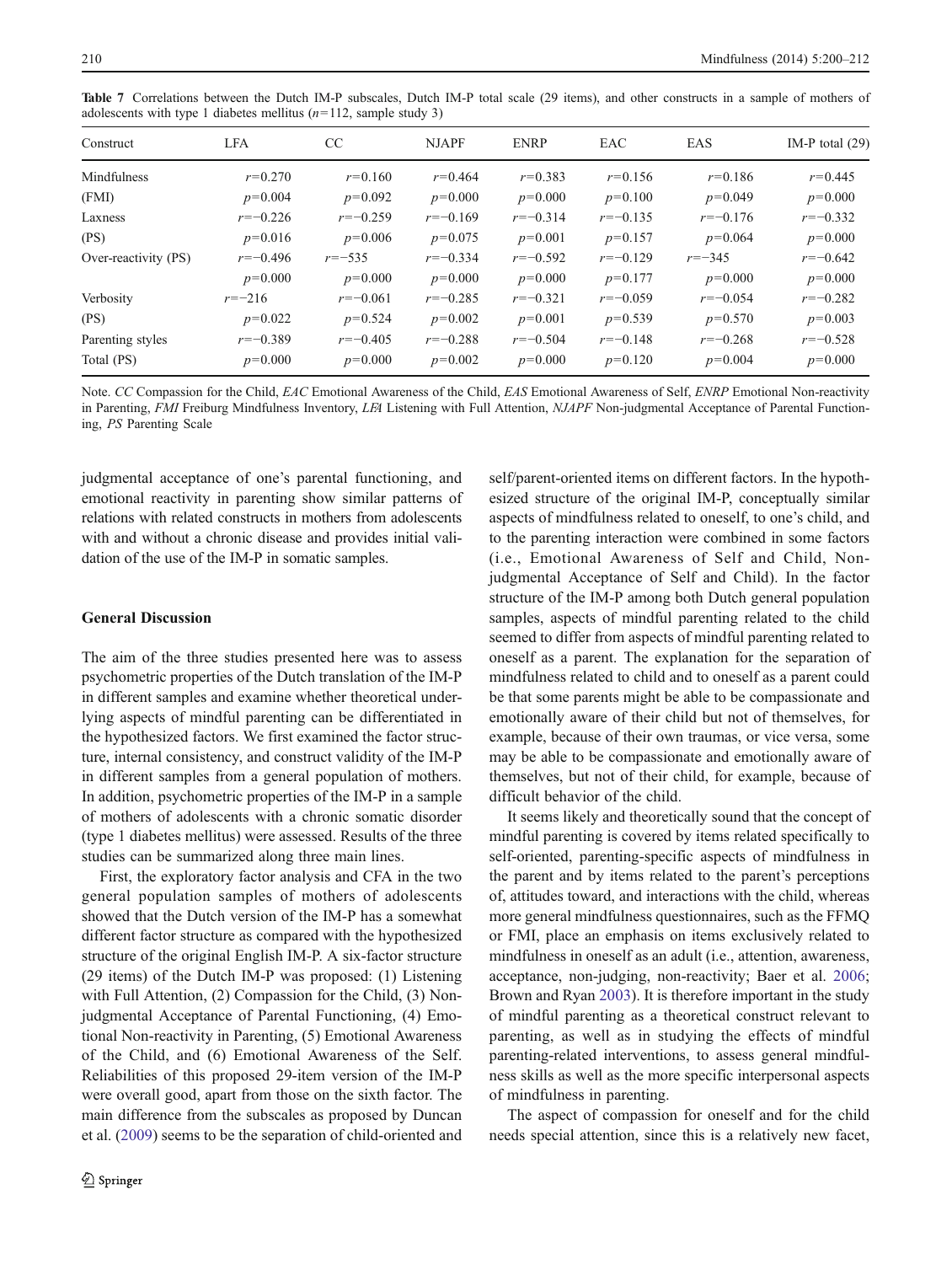Table 7 Correlations between the Dutch IM-P subscales, Dutch IM-P total scale (29 items), and other constructs in a sample of mothers of adolescents with type 1 diabetes mellitus ($n$=112, sample study 3)

| Construct | LFA | CC | NJAPF | ENRP | EAC | EAS | IM-P total (29) |
|---|---|---|---|---|---|---|---|
| Mindfulness | $r$=0.270 | $r$=0.160 | $r$=0.464 | $r$=0.383 | $r$=0.156 | $r$=0.186 | $r$=0.445 |
| (FMI) | $p$=0.004 | $p$=0.092 | $p$=0.000 | $p$=0.000 | $p$=0.100 | $p$=0.049 | $p$=0.000 |
| Laxness | $r$=−0.226 | $r$=−0.259 | $r$=−0.169 | $r$=−0.314 | $r$=−0.135 | $r$=−0.176 | $r$=−0.332 |
| (PS) | $p$=0.016 | $p$=0.006 | $p$=0.075 | $p$=0.001 | $p$=0.157 | $p$=0.064 | $p$=0.000 |
| Over-reactivity (PS) | $r$=−0.496 | $r$=−535 | $r$=−0.334 | $r$=−0.592 | $r$=−0.129 | $r$=−345 | $r$=−0.642 |
| | $p$=0.000 | $p$=0.000 | $p$=0.000 | $p$=0.000 | $p$=0.177 | $p$=0.000 | $p$=0.000 |
| Verbosity | $r$=−216 | $r$=−0.061 | $r$=−0.285 | $r$=−0.321 | $r$=−0.059 | $r$=−0.054 | $r$=−0.282 |
| (PS) | $p$=0.022 | $p$=0.524 | $p$=0.002 | $p$=0.001 | $p$=0.539 | $p$=0.570 | $p$=0.003 |
| Parenting styles | $r$=−0.389 | $r$=−0.405 | $r$=−0.288 | $r$=−0.504 | $r$=−0.148 | $r$=−0.268 | $r$=−0.528 |
| Total (PS) | $p$=0.000 | $p$=0.000 | $p$=0.002 | $p$=0.000 | $p$=0.120 | $p$=0.004 | $p$=0.000 |

Note. *CC* Compassion for the Child, *EAC* Emotional Awareness of the Child, *EAS* Emotional Awareness of Self, *ENRP* Emotional Non-reactivity in Parenting, *FMI* Freiburg Mindfulness Inventory, *LFA* Listening with Full Attention, *NJAPF* Non-judgmental Acceptance of Parental Functioning, *PS* Parenting Scale

judgmental acceptance of one's parental functioning, and emotional reactivity in parenting show similar patterns of relations with related constructs in mothers from adolescents with and without a chronic disease and provides initial validation of the use of the IM-P in somatic samples.

## General Discussion

The aim of the three studies presented here was to assess psychometric properties of the Dutch translation of the IM-P in different samples and examine whether theoretical underlying aspects of mindful parenting can be differentiated in the hypothesized factors. We first examined the factor structure, internal consistency, and construct validity of the IM-P in different samples from a general population of mothers. In addition, psychometric properties of the IM-P in a sample of mothers of adolescents with a chronic somatic disorder (type 1 diabetes mellitus) were assessed. Results of the three studies can be summarized along three main lines.

First, the exploratory factor analysis and CFA in the two general population samples of mothers of adolescents showed that the Dutch version of the IM-P has a somewhat different factor structure as compared with the hypothesized structure of the original English IM-P. A six-factor structure (29 items) of the Dutch IM-P was proposed: (1) Listening with Full Attention, (2) Compassion for the Child, (3) Non-judgmental Acceptance of Parental Functioning, (4) Emotional Non-reactivity in Parenting, (5) Emotional Awareness of the Child, and (6) Emotional Awareness of the Self. Reliabilities of this proposed 29-item version of the IM-P were overall good, apart from those on the sixth factor. The main difference from the subscales as proposed by Duncan et al. (2009) seems to be the separation of child-oriented and self/parent-oriented items on different factors. In the hypothesized structure of the original IM-P, conceptually similar aspects of mindfulness related to oneself, to one's child, and to the parenting interaction were combined in some factors (i.e., Emotional Awareness of Self and Child, Non-judgmental Acceptance of Self and Child). In the factor structure of the IM-P among both Dutch general population samples, aspects of mindful parenting related to the child seemed to differ from aspects of mindful parenting related to oneself as a parent. The explanation for the separation of mindfulness related to child and to oneself as a parent could be that some parents might be able to be compassionate and emotionally aware of their child but not of themselves, for example, because of their own traumas, or vice versa, some may be able to be compassionate and emotionally aware of themselves, but not of their child, for example, because of difficult behavior of the child.

It seems likely and theoretically sound that the concept of mindful parenting is covered by items related specifically to self-oriented, parenting-specific aspects of mindfulness in the parent and by items related to the parent's perceptions of, attitudes toward, and interactions with the child, whereas more general mindfulness questionnaires, such as the FFMQ or FMI, place an emphasis on items exclusively related to mindfulness in oneself as an adult (i.e., attention, awareness, acceptance, non-judging, non-reactivity; Baer et al. 2006; Brown and Ryan 2003). It is therefore important in the study of mindful parenting as a theoretical construct relevant to parenting, as well as in studying the effects of mindful parenting-related interventions, to assess general mindfulness skills as well as the more specific interpersonal aspects of mindfulness in parenting.

The aspect of compassion for oneself and for the child needs special attention, since this is a relatively new facet,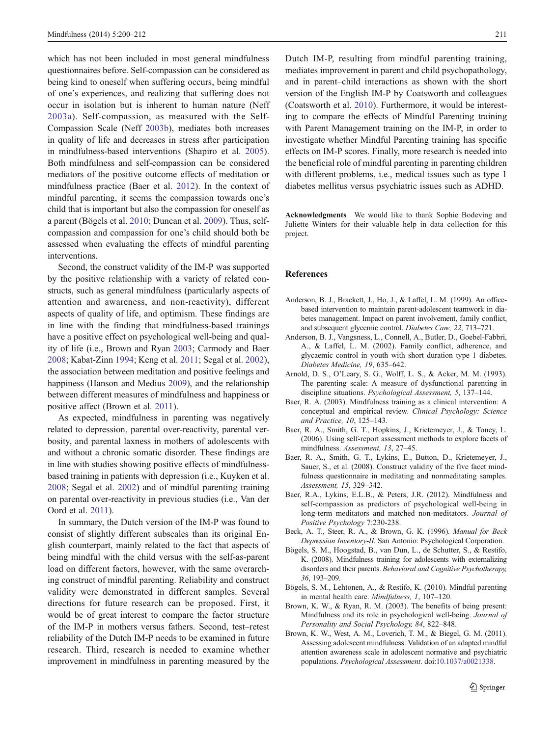which has not been included in most general mindfulness questionnaires before. Self-compassion can be considered as being kind to oneself when suffering occurs, being mindful of one's experiences, and realizing that suffering does not occur in isolation but is inherent to human nature (Neff 2003a). Self-compassion, as measured with the Self-Compassion Scale (Neff 2003b), mediates both increases in quality of life and decreases in stress after participation in mindfulness-based interventions (Shapiro et al. 2005). Both mindfulness and self-compassion can be considered mediators of the positive outcome effects of meditation or mindfulness practice (Baer et al. 2012). In the context of mindful parenting, it seems the compassion towards one's child that is important but also the compassion for oneself as a parent (Bögels et al. 2010; Duncan et al. 2009). Thus, self-compassion and compassion for one's child should both be assessed when evaluating the effects of mindful parenting interventions.

Second, the construct validity of the IM-P was supported by the positive relationship with a variety of related constructs, such as general mindfulness (particularly aspects of attention and awareness, and non-reactivity), different aspects of quality of life, and optimism. These findings are in line with the finding that mindfulness-based trainings have a positive effect on psychological well-being and quality of life (i.e., Brown and Ryan 2003; Carmody and Baer 2008; Kabat-Zinn 1994; Keng et al. 2011; Segal et al. 2002), the association between meditation and positive feelings and happiness (Hanson and Medius 2009), and the relationship between different measures of mindfulness and happiness or positive affect (Brown et al. 2011).

As expected, mindfulness in parenting was negatively related to depression, parental over-reactivity, parental verbosity, and parental laxness in mothers of adolescents with and without a chronic somatic disorder. These findings are in line with studies showing positive effects of mindfulness-based training in patients with depression (i.e., Kuyken et al. 2008; Segal et al. 2002) and of mindful parenting training on parental over-reactivity in previous studies (i.e., Van der Oord et al. 2011).

In summary, the Dutch version of the IM-P was found to consist of slightly different subscales than its original English counterpart, mainly related to the fact that aspects of being mindful with the child versus with the self-as-parent load on different factors, however, with the same overarching construct of mindful parenting. Reliability and construct validity were demonstrated in different samples. Several directions for future research can be proposed. First, it would be of great interest to compare the factor structure of the IM-P in mothers versus fathers. Second, test–retest reliability of the Dutch IM-P needs to be examined in future research. Third, research is needed to examine whether improvement in mindfulness in parenting measured by the Dutch IM-P, resulting from mindful parenting training, mediates improvement in parent and child psychopathology, and in parent–child interactions as shown with the short version of the English IM-P by Coatsworth and colleagues (Coatsworth et al. 2010). Furthermore, it would be interesting to compare the effects of Mindful Parenting training with Parent Management training on the IM-P, in order to investigate whether Mindful Parenting training has specific effects on IM-P scores. Finally, more research is needed into the beneficial role of mindful parenting in parenting children with different problems, i.e., medical issues such as type 1 diabetes mellitus versus psychiatric issues such as ADHD.

**Acknowledgments** We would like to thank Sophie Bodeving and Juliette Winters for their valuable help in data collection for this project.

## References

Anderson, B. J., Brackett, J., Ho, J., & Laffel, L. M. (1999). An office-based intervention to maintain parent-adolescent teamwork in diabetes management. Impact on parent involvement, family conflict, and subsequent glycemic control. *Diabetes Care, 22*, 713–721.

Anderson, B. J., Vangsness, L., Connell, A., Butler, D., Goebel-Fabbri, A., & Laffel, L. M. (2002). Family conflict, adherence, and glycaemic control in youth with short duration type 1 diabetes. *Diabetes Medicine, 19*, 635–642.

Arnold, D. S., O'Leary, S. G., Wolff, L. S., & Acker, M. M. (1993). The parenting scale: A measure of dysfunctional parenting in discipline situations. *Psychological Assessment, 5*, 137–144.

Baer, R. A. (2003). Mindfulness training as a clinical intervention: A conceptual and empirical review. *Clinical Psychology: Science and Practice, 10*, 125–143.

Baer, R. A., Smith, G. T., Hopkins, J., Krietemeyer, J., & Toney, L. (2006). Using self-report assessment methods to explore facets of mindfulness. *Assessment, 13*, 27–45.

Baer, R. A., Smith, G. T., Lykins, E., Button, D., Krietemeyer, J., Sauer, S., et al. (2008). Construct validity of the five facet mindfulness questionnaire in meditating and nonmeditating samples. *Assessment, 15*, 329–342.

Baer, R.A., Lykins, E.L.B., & Peters, J.R. (2012). Mindfulness and self-compassion as predictors of psychological well-being in long-term meditators and matched non-meditators. *Journal of Positive Psychology* 7:230-238.

Beck, A. T., Steer, R. A., & Brown, G. K. (1996). *Manual for Beck Depression Inventory-II*. San Antonio: Psychological Corporation.

Bögels, S. M., Hoogstad, B., van Dun, L., de Schutter, S., & Restifo, K. (2008). Mindfulness training for adolescents with externalizing disorders and their parents. *Behavioral and Cognitive Psychotherapy, 36*, 193–209.

Bögels, S. M., Lehtonen, A., & Restifo, K. (2010). Mindful parenting in mental health care. *Mindfulness, 1*, 107–120.

Brown, K. W., & Ryan, R. M. (2003). The benefits of being present: Mindfulness and its role in psychological well-being. *Journal of Personality and Social Psychology, 84*, 822–848.

Brown, K. W., West, A. M., Loverich, T. M., & Biegel, G. M. (2011). Assessing adolescent mindfulness: Validation of an adapted mindful attention awareness scale in adolescent normative and psychiatric populations. *Psychological Assessment*. doi:10.1037/a0021338.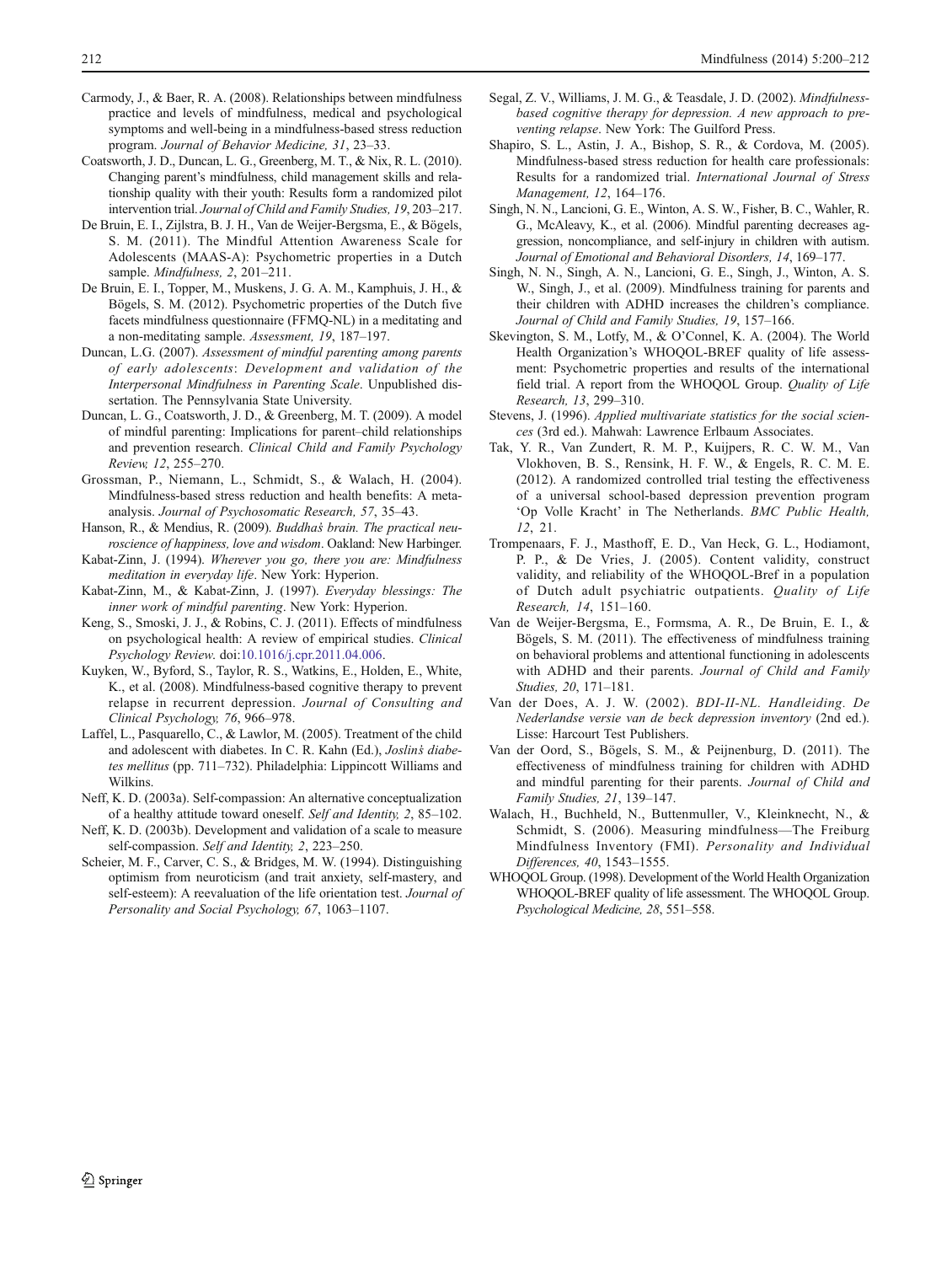Carmody, J., & Baer, R. A. (2008). Relationships between mindfulness practice and levels of mindfulness, medical and psychological symptoms and well-being in a mindfulness-based stress reduction program. *Journal of Behavior Medicine, 31*, 23–33.

Coatsworth, J. D., Duncan, L. G., Greenberg, M. T., & Nix, R. L. (2010). Changing parent's mindfulness, child management skills and relationship quality with their youth: Results form a randomized pilot intervention trial. *Journal of Child and Family Studies, 19*, 203–217.

De Bruin, E. I., Zijlstra, B. J. H., Van de Weijer-Bergsma, E., & Bögels, S. M. (2011). The Mindful Attention Awareness Scale for Adolescents (MAAS-A): Psychometric properties in a Dutch sample. *Mindfulness, 2*, 201–211.

De Bruin, E. I., Topper, M., Muskens, J. G. A. M., Kamphuis, J. H., & Bögels, S. M. (2012). Psychometric properties of the Dutch five facets mindfulness questionnaire (FFMQ-NL) in a meditating and a non-meditating sample. *Assessment, 19*, 187–197.

Duncan, L.G. (2007). *Assessment of mindful parenting among parents of early adolescents: Development and validation of the Interpersonal Mindfulness in Parenting Scale*. Unpublished dissertation. The Pennsylvania State University.

Duncan, L. G., Coatsworth, J. D., & Greenberg, M. T. (2009). A model of mindful parenting: Implications for parent–child relationships and prevention research. *Clinical Child and Family Psychology Review, 12*, 255–270.

Grossman, P., Niemann, L., Schmidt, S., & Walach, H. (2004). Mindfulness-based stress reduction and health benefits: A meta-analysis. *Journal of Psychosomatic Research, 57*, 35–43.

Hanson, R., & Mendius, R. (2009). *Buddha's brain. The practical neuroscience of happiness, love and wisdom*. Oakland: New Harbinger.

Kabat-Zinn, J. (1994). *Wherever you go, there you are: Mindfulness meditation in everyday life*. New York: Hyperion.

Kabat-Zinn, M., & Kabat-Zinn, J. (1997). *Everyday blessings: The inner work of mindful parenting*. New York: Hyperion.

Keng, S., Smoski, J. J., & Robins, C. J. (2011). Effects of mindfulness on psychological health: A review of empirical studies. *Clinical Psychology Review*. doi:10.1016/j.cpr.2011.04.006.

Kuyken, W., Byford, S., Taylor, R. S., Watkins, E., Holden, E., White, K., et al. (2008). Mindfulness-based cognitive therapy to prevent relapse in recurrent depression. *Journal of Consulting and Clinical Psychology, 76*, 966–978.

Laffel, L., Pasquarello, C., & Lawlor, M. (2005). Treatment of the child and adolescent with diabetes. In C. R. Kahn (Ed.), *Joslin's diabetes mellitus* (pp. 711–732). Philadelphia: Lippincott Williams and Wilkins.

Neff, K. D. (2003a). Self-compassion: An alternative conceptualization of a healthy attitude toward oneself. *Self and Identity, 2*, 85–102.

Neff, K. D. (2003b). Development and validation of a scale to measure self-compassion. *Self and Identity, 2*, 223–250.

Scheier, M. F., Carver, C. S., & Bridges, M. W. (1994). Distinguishing optimism from neuroticism (and trait anxiety, self-mastery, and self-esteem): A reevaluation of the life orientation test. *Journal of Personality and Social Psychology, 67*, 1063–1107.

Segal, Z. V., Williams, J. M. G., & Teasdale, J. D. (2002). *Mindfulness-based cognitive therapy for depression. A new approach to preventing relapse*. New York: The Guilford Press.

Shapiro, S. L., Astin, J. A., Bishop, S. R., & Cordova, M. (2005). Mindfulness-based stress reduction for health care professionals: Results for a randomized trial. *International Journal of Stress Management, 12*, 164–176.

Singh, N. N., Lancioni, G. E., Winton, A. S. W., Fisher, B. C., Wahler, R. G., McAleavy, K., et al. (2006). Mindful parenting decreases aggression, noncompliance, and self-injury in children with autism. *Journal of Emotional and Behavioral Disorders, 14*, 169–177.

Singh, N. N., Singh, A. N., Lancioni, G. E., Singh, J., Winton, A. S. W., Singh, J., et al. (2009). Mindfulness training for parents and their children with ADHD increases the children's compliance. *Journal of Child and Family Studies, 19*, 157–166.

Skevington, S. M., Lotfy, M., & O'Connel, K. A. (2004). The World Health Organization's WHOQOL-BREF quality of life assessment: Psychometric properties and results of the international field trial. A report from the WHOQOL Group. *Quality of Life Research, 13*, 299–310.

Stevens, J. (1996). *Applied multivariate statistics for the social sciences* (3rd ed.). Mahwah: Lawrence Erlbaum Associates.

Tak, Y. R., Van Zundert, R. M. P., Kuijpers, R. C. W. M., Van Vlokhoven, B. S., Rensink, H. F. W., & Engels, R. C. M. E. (2012). A randomized controlled trial testing the effectiveness of a universal school-based depression prevention program 'Op Volle Kracht' in The Netherlands. *BMC Public Health, 12*, 21.

Trompenaars, F. J., Masthoff, E. D., Van Heck, G. L., Hodiamont, P. P., & De Vries, J. (2005). Content validity, construct validity, and reliability of the WHOQOL-Bref in a population of Dutch adult psychiatric outpatients. *Quality of Life Research, 14*, 151–160.

Van de Weijer-Bergsma, E., Formsma, A. R., De Bruin, E. I., & Bögels, S. M. (2011). The effectiveness of mindfulness training on behavioral problems and attentional functioning in adolescents with ADHD and their parents. *Journal of Child and Family Studies, 20*, 171–181.

Van der Does, A. J. W. (2002). *BDI-II-NL. Handleiding. De Nederlandse versie van de beck depression inventory* (2nd ed.). Lisse: Harcourt Test Publishers.

Van der Oord, S., Bögels, S. M., & Peijnenburg, D. (2011). The effectiveness of mindfulness training for children with ADHD and mindful parenting for their parents. *Journal of Child and Family Studies, 21*, 139–147.

Walach, H., Buchheld, N., Buttenmuller, V., Kleinknecht, N., & Schmidt, S. (2006). Measuring mindfulness—The Freiburg Mindfulness Inventory (FMI). *Personality and Individual Differences, 40*, 1543–1555.

WHOQOL Group. (1998). Development of the World Health Organization WHOQOL-BREF quality of life assessment. The WHOQOL Group. *Psychological Medicine, 28*, 551–558.